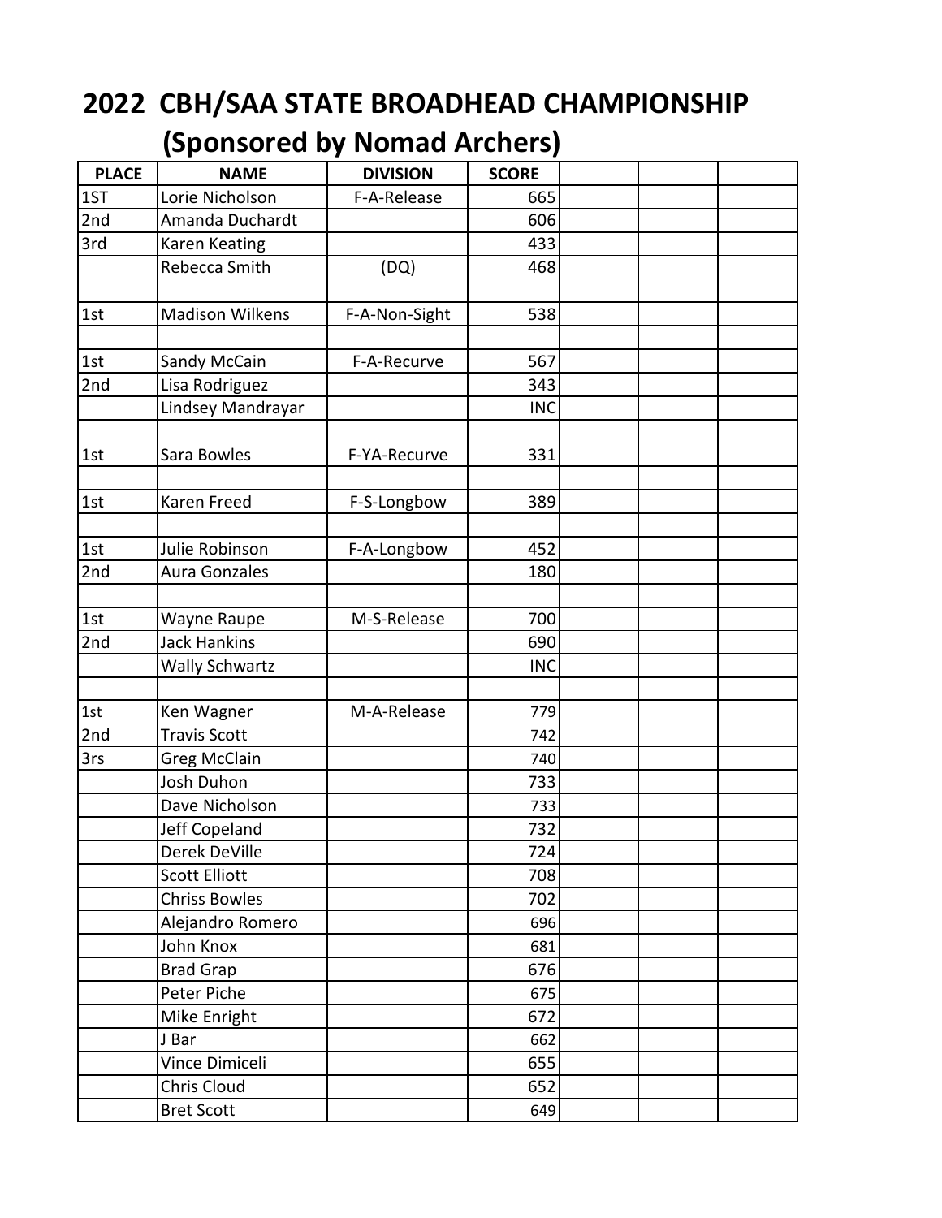# 2022 CBH/SAA STATE BROADHEAD CHAMPIONSHIP

## (Sponsored by Nomad Archers)

| PLACE | NAME | DIVISION | SCORE | | | |
|---|---|---|---|---|---|---|
| 1ST | Lorie Nicholson | F-A-Release | 665 | | | |
| 2nd | Amanda Duchardt | | 606 | | | |
| 3rd | Karen Keating | | 433 | | | |
| | Rebecca Smith | (DQ) | 468 | | | |
| | | | | | | |
| 1st | Madison Wilkens | F-A-Non-Sight | 538 | | | |
| | | | | | | |
| 1st | Sandy McCain | F-A-Recurve | 567 | | | |
| 2nd | Lisa Rodriguez | | 343 | | | |
| | Lindsey Mandrayar | | INC | | | |
| | | | | | | |
| 1st | Sara Bowles | F-YA-Recurve | 331 | | | |
| | | | | | | |
| 1st | Karen Freed | F-S-Longbow | 389 | | | |
| | | | | | | |
| 1st | Julie Robinson | F-A-Longbow | 452 | | | |
| 2nd | Aura Gonzales | | 180 | | | |
| | | | | | | |
| 1st | Wayne Raupe | M-S-Release | 700 | | | |
| 2nd | Jack Hankins | | 690 | | | |
| | Wally Schwartz | | INC | | | |
| | | | | | | |
| 1st | Ken Wagner | M-A-Release | 779 | | | |
| 2nd | Travis Scott | | 742 | | | |
| 3rs | Greg McClain | | 740 | | | |
| | Josh Duhon | | 733 | | | |
| | Dave Nicholson | | 733 | | | |
| | Jeff Copeland | | 732 | | | |
| | Derek DeVille | | 724 | | | |
| | Scott Elliott | | 708 | | | |
| | Chriss Bowles | | 702 | | | |
| | Alejandro Romero | | 696 | | | |
| | John Knox | | 681 | | | |
| | Brad Grap | | 676 | | | |
| | Peter Piche | | 675 | | | |
| | Mike Enright | | 672 | | | |
| | J Bar | | 662 | | | |
| | Vince Dimiceli | | 655 | | | |
| | Chris Cloud | | 652 | | | |
| | Bret Scott | | 649 | | | |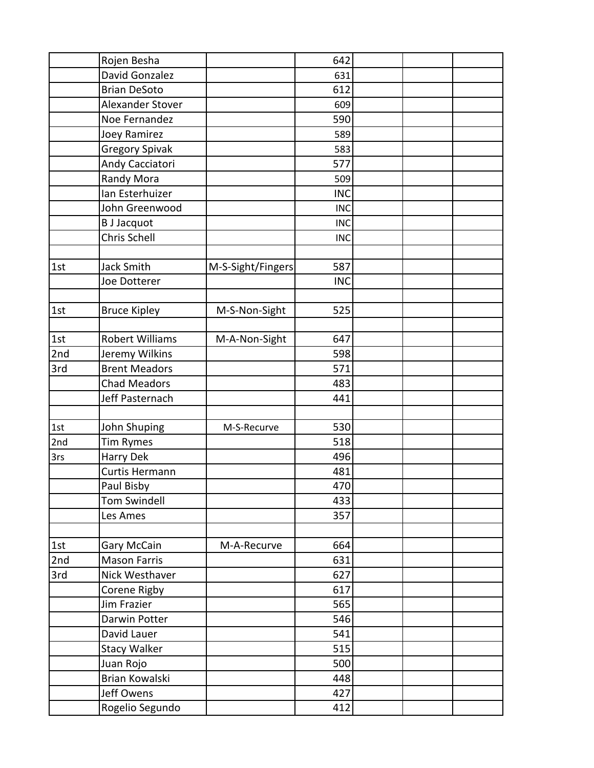| | | | | | | |
|---|---|---|---|---|---|---|
| | Rojen Besha | | 642 | | | |
| | David Gonzalez | | 631 | | | |
| | Brian DeSoto | | 612 | | | |
| | Alexander Stover | | 609 | | | |
| | Noe Fernandez | | 590 | | | |
| | Joey Ramirez | | 589 | | | |
| | Gregory Spivak | | 583 | | | |
| | Andy Cacciatori | | 577 | | | |
| | Randy Mora | | 509 | | | |
| | Ian Esterhuizer | | INC | | | |
| | John Greenwood | | INC | | | |
| | B J Jacquot | | INC | | | |
| | Chris Schell | | INC | | | |
| | | | | | | |
| 1st | Jack Smith | M-S-Sight/Fingers | 587 | | | |
| | Joe Dotterer | | INC | | | |
| | | | | | | |
| 1st | Bruce Kipley | M-S-Non-Sight | 525 | | | |
| | | | | | | |
| 1st | Robert Williams | M-A-Non-Sight | 647 | | | |
| 2nd | Jeremy Wilkins | | 598 | | | |
| 3rd | Brent Meadors | | 571 | | | |
| | Chad Meadors | | 483 | | | |
| | Jeff Pasternach | | 441 | | | |
| | | | | | | |
| 1st | John Shuping | M-S-Recurve | 530 | | | |
| 2nd | Tim Rymes | | 518 | | | |
| 3rs | Harry Dek | | 496 | | | |
| | Curtis Hermann | | 481 | | | |
| | Paul Bisby | | 470 | | | |
| | Tom Swindell | | 433 | | | |
| | Les Ames | | 357 | | | |
| | | | | | | |
| 1st | Gary McCain | M-A-Recurve | 664 | | | |
| 2nd | Mason Farris | | 631 | | | |
| 3rd | Nick Westhaver | | 627 | | | |
| | Corene Rigby | | 617 | | | |
| | Jim Frazier | | 565 | | | |
| | Darwin Potter | | 546 | | | |
| | David Lauer | | 541 | | | |
| | Stacy Walker | | 515 | | | |
| | Juan Rojo | | 500 | | | |
| | Brian Kowalski | | 448 | | | |
| | Jeff Owens | | 427 | | | |
| | Rogelio Segundo | | 412 | | | |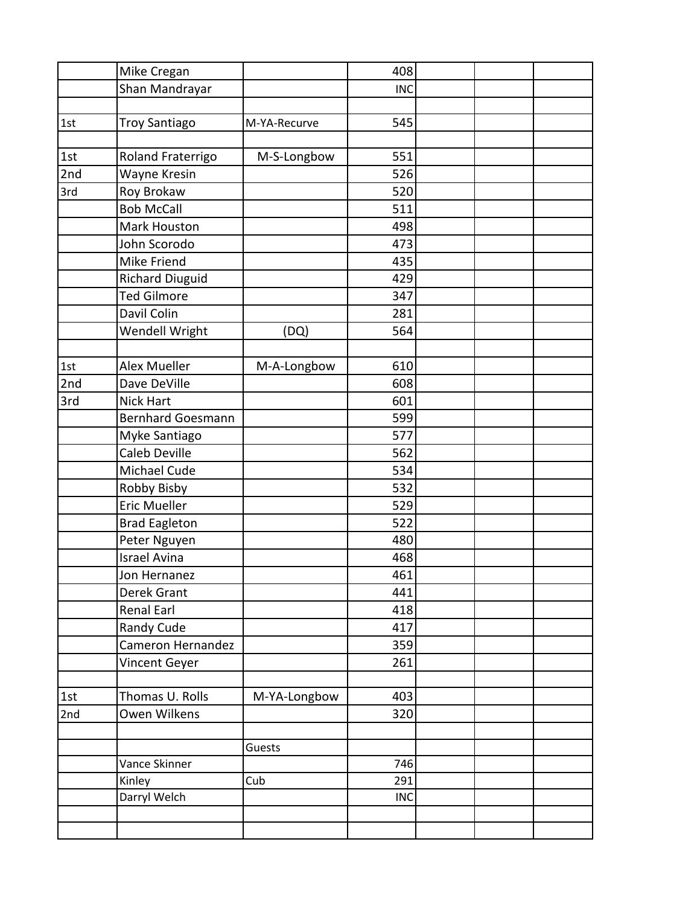| | | | | | | |
|---|---|---|---|---|---|---|
| | Mike Cregan | | 408 | | | |
| | Shan Mandrayar | | INC | | | |
| | | | | | | |
| 1st | Troy Santiago | M-YA-Recurve | 545 | | | |
| | | | | | | |
| 1st | Roland Fraterrigo | M-S-Longbow | 551 | | | |
| 2nd | Wayne Kresin | | 526 | | | |
| 3rd | Roy Brokaw | | 520 | | | |
| | Bob McCall | | 511 | | | |
| | Mark Houston | | 498 | | | |
| | John Scorodo | | 473 | | | |
| | Mike Friend | | 435 | | | |
| | Richard Diuguid | | 429 | | | |
| | Ted Gilmore | | 347 | | | |
| | Davil Colin | | 281 | | | |
| | Wendell Wright | (DQ) | 564 | | | |
| | | | | | | |
| 1st | Alex Mueller | M-A-Longbow | 610 | | | |
| 2nd | Dave DeVille | | 608 | | | |
| 3rd | Nick Hart | | 601 | | | |
| | Bernhard Goesmann | | 599 | | | |
| | Myke Santiago | | 577 | | | |
| | Caleb Deville | | 562 | | | |
| | Michael Cude | | 534 | | | |
| | Robby Bisby | | 532 | | | |
| | Eric Mueller | | 529 | | | |
| | Brad Eagleton | | 522 | | | |
| | Peter Nguyen | | 480 | | | |
| | Israel Avina | | 468 | | | |
| | Jon Hernanez | | 461 | | | |
| | Derek Grant | | 441 | | | |
| | Renal Earl | | 418 | | | |
| | Randy Cude | | 417 | | | |
| | Cameron Hernandez | | 359 | | | |
| | Vincent Geyer | | 261 | | | |
| | | | | | | |
| 1st | Thomas U. Rolls | M-YA-Longbow | 403 | | | |
| 2nd | Owen Wilkens | | 320 | | | |
| | | | | | | |
| | | Guests | | | | |
| | Vance Skinner | | 746 | | | |
| | Kinley | Cub | 291 | | | |
| | Darryl Welch | | INC | | | |
| | | | | | | |
| | | | | | | |